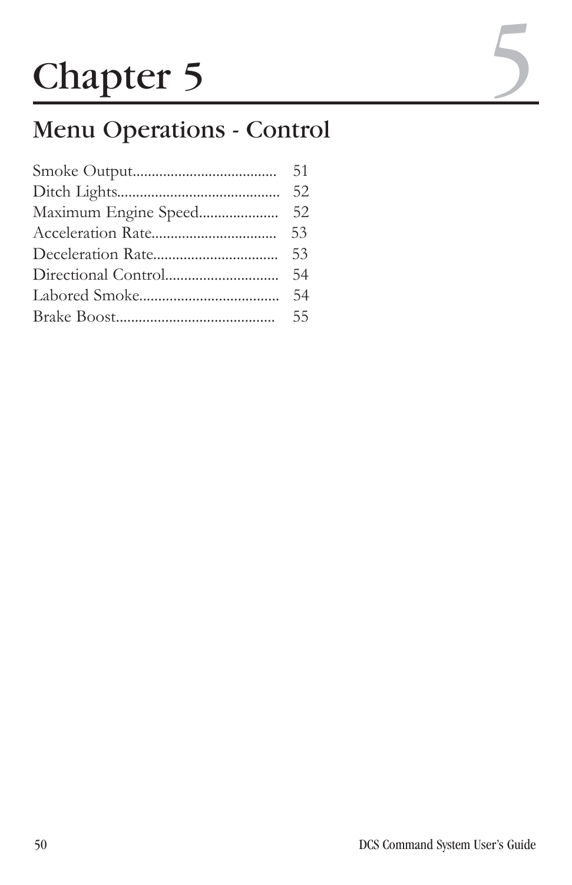# Chapter 5

## Menu Operations - Control

| | |
|---|---|
| Smoke Output | 51 |
| Ditch Lights | 52 |
| Maximum Engine Speed | 52 |
| Acceleration Rate | 53 |
| Deceleration Rate | 53 |
| Directional Control | 54 |
| Labored Smoke | 54 |
| Brake Boost | 55 |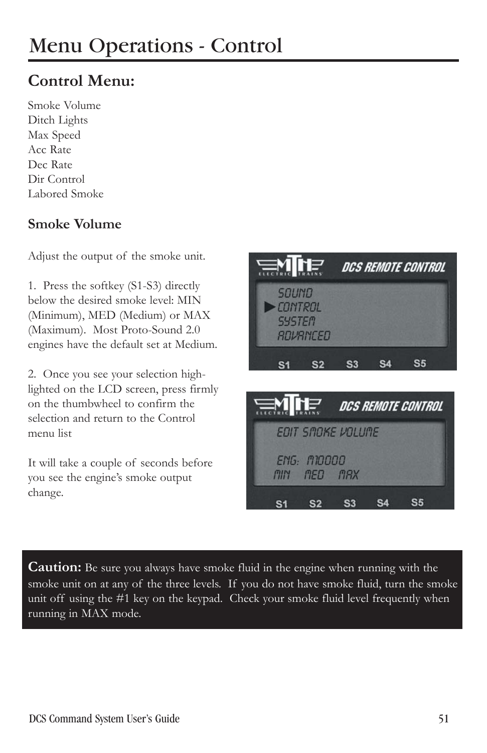# Menu Operations - Control

## Control Menu:

Smoke Volume
Ditch Lights
Max Speed
Acc Rate
Dec Rate
Dir Control
Labored Smoke

### Smoke Volume

Adjust the output of the smoke unit.

1. Press the softkey (S1-S3) directly below the desired smoke level: MIN (Minimum), MED (Medium) or MAX (Maximum). Most Proto-Sound 2.0 engines have the default set at Medium.

2. Once you see your selection highlighted on the LCD screen, press firmly on the thumbwheel to confirm the selection and return to the Control menu list

It will take a couple of seconds before you see the engine's smoke output change.

**Caution:** Be sure you always have smoke fluid in the engine when running with the smoke unit on at any of the three levels. If you do not have smoke fluid, turn the smoke unit off using the #1 key on the keypad. Check your smoke fluid level frequently when running in MAX mode.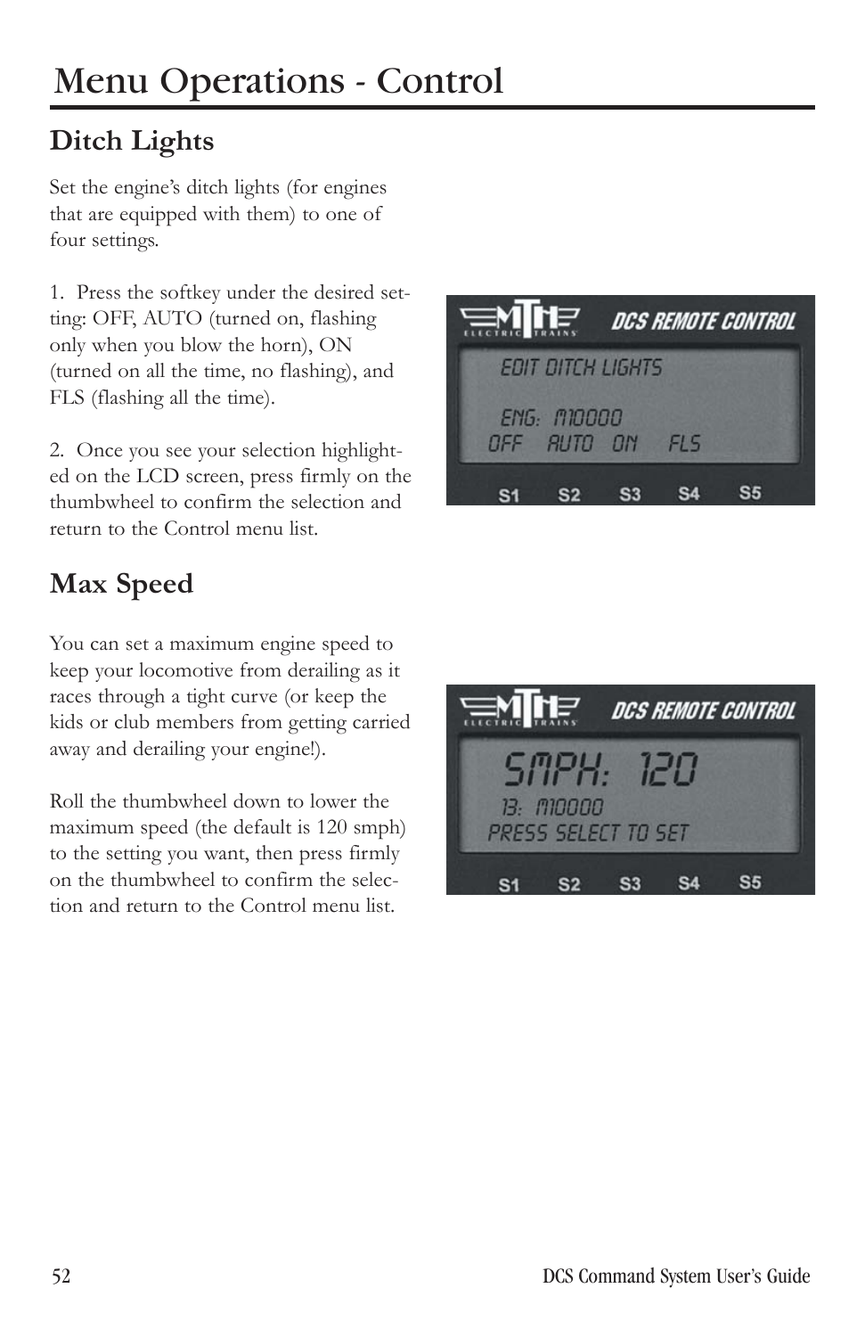# Menu Operations - Control

## Ditch Lights

Set the engine's ditch lights (for engines that are equipped with them) to one of four settings.

1. Press the softkey under the desired setting: OFF, AUTO (turned on, flashing only when you blow the horn), ON (turned on all the time, no flashing), and FLS (flashing all the time).

2. Once you see your selection highlighted on the LCD screen, press firmly on the thumbwheel to confirm the selection and return to the Control menu list.

## Max Speed

You can set a maximum engine speed to keep your locomotive from derailing as it races through a tight curve (or keep the kids or club members from getting carried away and derailing your engine!).

Roll the thumbwheel down to lower the maximum speed (the default is 120 smph) to the setting you want, then press firmly on the thumbwheel to confirm the selection and return to the Control menu list.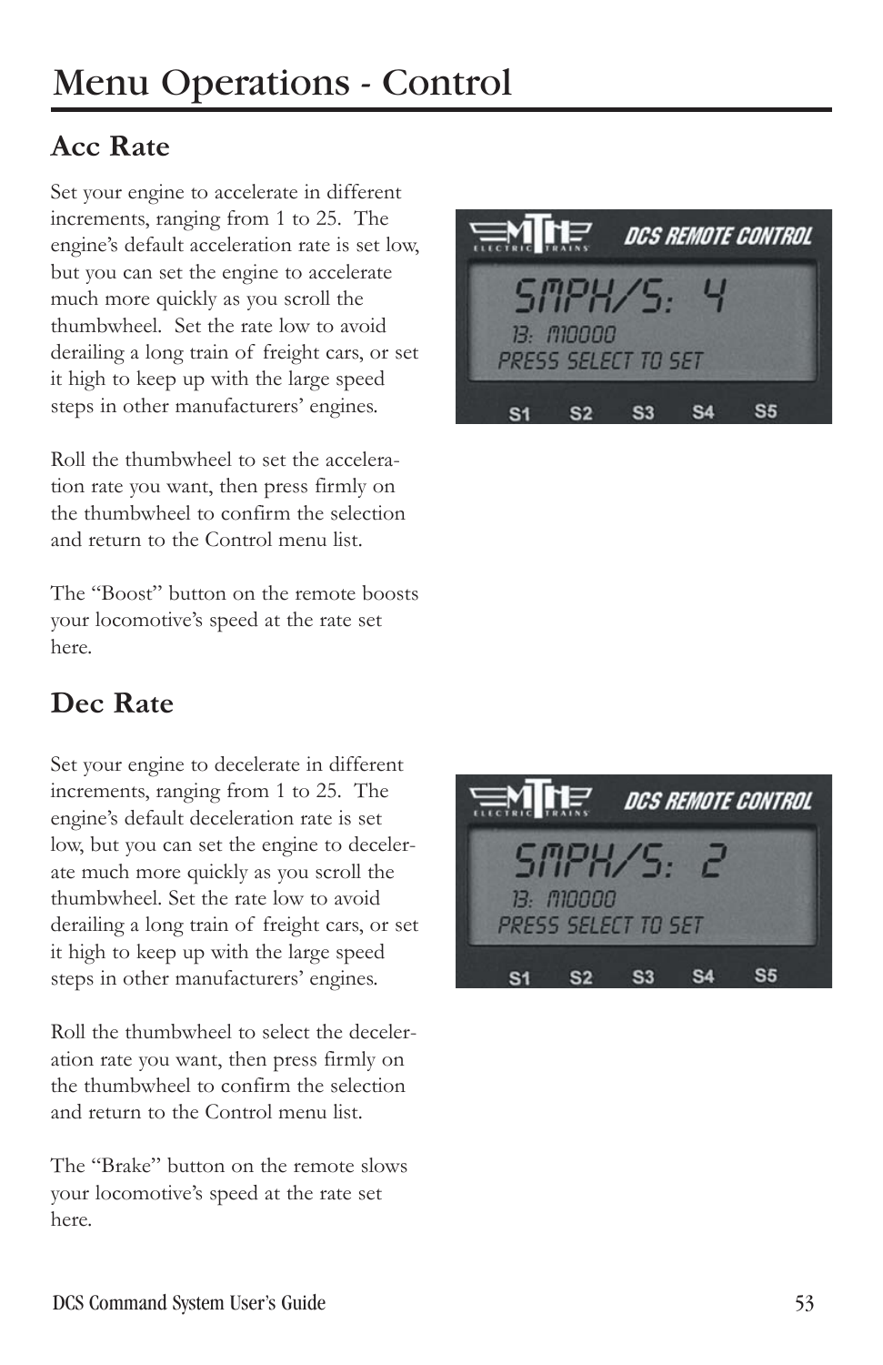# Menu Operations - Control

## Acc Rate

Set your engine to accelerate in different increments, ranging from 1 to 25. The engine's default acceleration rate is set low, but you can set the engine to accelerate much more quickly as you scroll the thumbwheel. Set the rate low to avoid derailing a long train of freight cars, or set it high to keep up with the large speed steps in other manufacturers' engines.

Roll the thumbwheel to set the acceleration rate you want, then press firmly on the thumbwheel to confirm the selection and return to the Control menu list.

The "Boost" button on the remote boosts your locomotive's speed at the rate set here.

## Dec Rate

Set your engine to decelerate in different increments, ranging from 1 to 25. The engine's default deceleration rate is set low, but you can set the engine to decelerate much more quickly as you scroll the thumbwheel. Set the rate low to avoid derailing a long train of freight cars, or set it high to keep up with the large speed steps in other manufacturers' engines.

Roll the thumbwheel to select the deceleration rate you want, then press firmly on the thumbwheel to confirm the selection and return to the Control menu list.

The "Brake" button on the remote slows your locomotive's speed at the rate set here.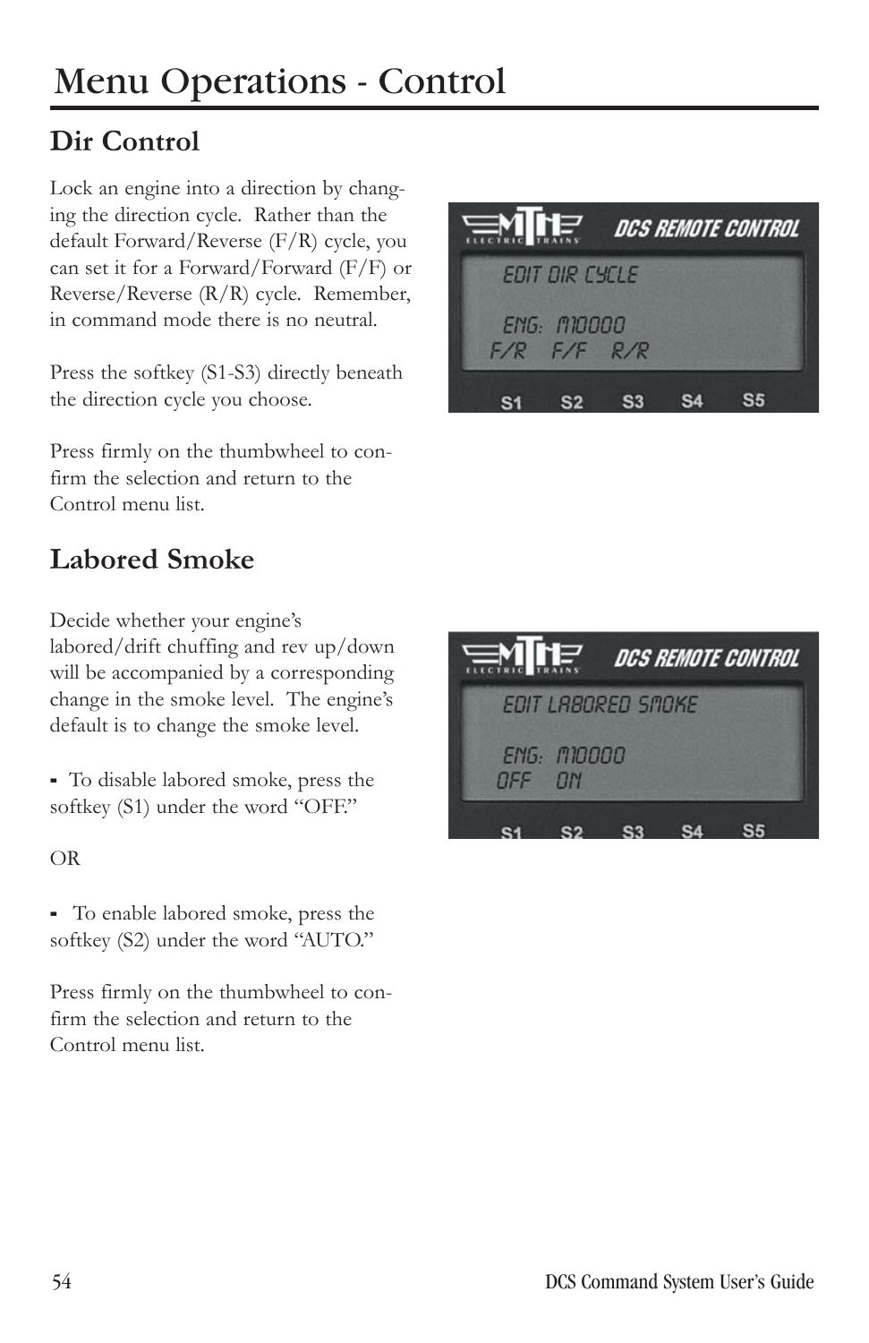# Menu Operations - Control

## Dir Control

Lock an engine into a direction by changing the direction cycle. Rather than the default Forward/Reverse (F/R) cycle, you can set it for a Forward/Forward (F/F) or Reverse/Reverse (R/R) cycle. Remember, in command mode there is no neutral.

Press the softkey (S1-S3) directly beneath the direction cycle you choose.

Press firmly on the thumbwheel to confirm the selection and return to the Control menu list.

## Labored Smoke

Decide whether your engine's labored/drift chuffing and rev up/down will be accompanied by a corresponding change in the smoke level. The engine's default is to change the smoke level.

- To disable labored smoke, press the softkey (S1) under the word "OFF."

OR

- To enable labored smoke, press the softkey (S2) under the word "AUTO."

Press firmly on the thumbwheel to confirm the selection and return to the Control menu list.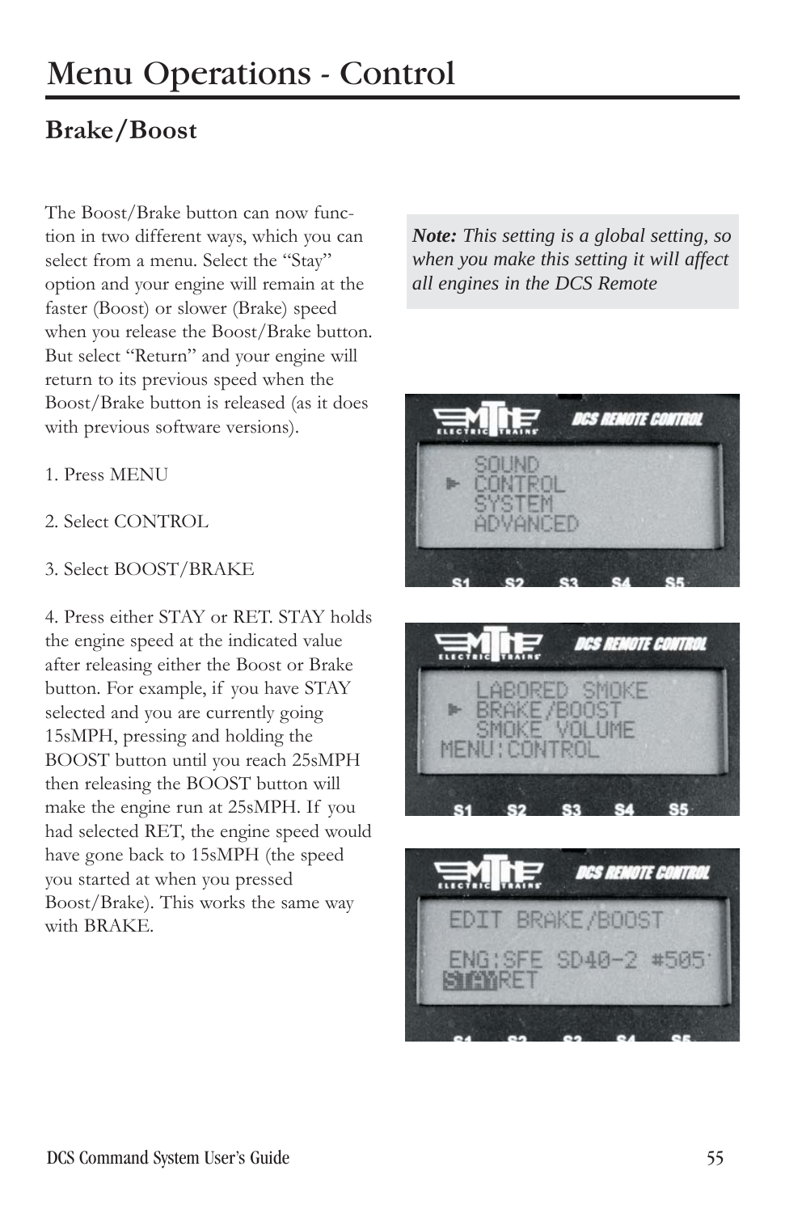# Menu Operations - Control

## Brake/Boost

The Boost/Brake button can now function in two different ways, which you can select from a menu. Select the “Stay” option and your engine will remain at the faster (Boost) or slower (Brake) speed when you release the Boost/Brake button. But select “Return” and your engine will return to its previous speed when the Boost/Brake button is released (as it does with previous software versions).

> ***Note:*** *This setting is a global setting, so when you make this setting it will affect all engines in the DCS Remote*

1. Press MENU

2. Select CONTROL

3. Select BOOST/BRAKE

4. Press either STAY or RET. STAY holds the engine speed at the indicated value after releasing either the Boost or Brake button. For example, if you have STAY selected and you are currently going 15sMPH, pressing and holding the BOOST button until you reach 25sMPH then releasing the BOOST button will make the engine run at 25sMPH. If you had selected RET, the engine speed would have gone back to 15sMPH (the speed you started at when you pressed Boost/Brake). This works the same way with BRAKE.